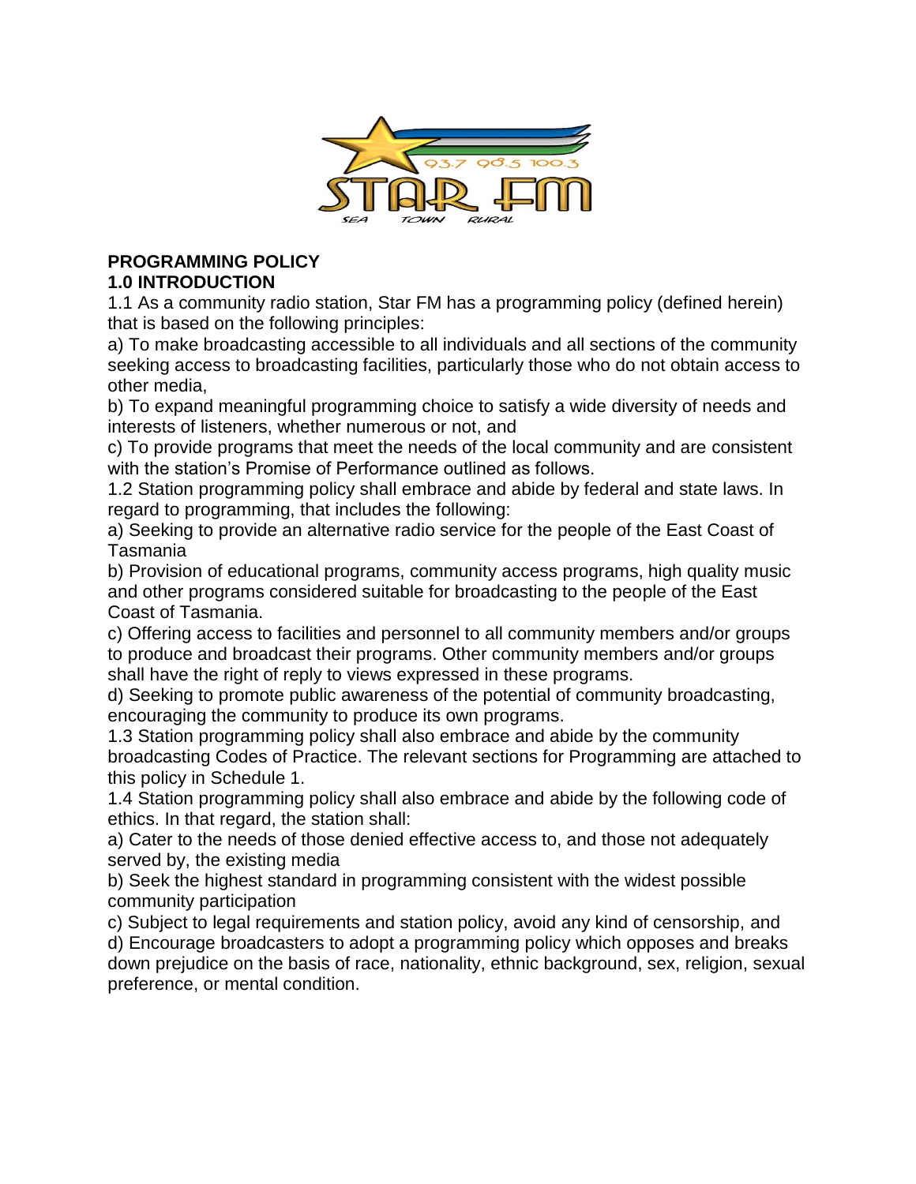# PROGRAMMING POLICY

## 1.0 INTRODUCTION

1.1 As a community radio station, Star FM has a programming policy (defined herein) that is based on the following principles:

a) To make broadcasting accessible to all individuals and all sections of the community seeking access to broadcasting facilities, particularly those who do not obtain access to other media,

b) To expand meaningful programming choice to satisfy a wide diversity of needs and interests of listeners, whether numerous or not, and

c) To provide programs that meet the needs of the local community and are consistent with the station's Promise of Performance outlined as follows.

1.2 Station programming policy shall embrace and abide by federal and state laws. In regard to programming, that includes the following:

a) Seeking to provide an alternative radio service for the people of the East Coast of Tasmania

b) Provision of educational programs, community access programs, high quality music and other programs considered suitable for broadcasting to the people of the East Coast of Tasmania.

c) Offering access to facilities and personnel to all community members and/or groups to produce and broadcast their programs. Other community members and/or groups shall have the right of reply to views expressed in these programs.

d) Seeking to promote public awareness of the potential of community broadcasting, encouraging the community to produce its own programs.

1.3 Station programming policy shall also embrace and abide by the community broadcasting Codes of Practice. The relevant sections for Programming are attached to this policy in Schedule 1.

1.4 Station programming policy shall also embrace and abide by the following code of ethics. In that regard, the station shall:

a) Cater to the needs of those denied effective access to, and those not adequately served by, the existing media

b) Seek the highest standard in programming consistent with the widest possible community participation

c) Subject to legal requirements and station policy, avoid any kind of censorship, and

d) Encourage broadcasters to adopt a programming policy which opposes and breaks down prejudice on the basis of race, nationality, ethnic background, sex, religion, sexual preference, or mental condition.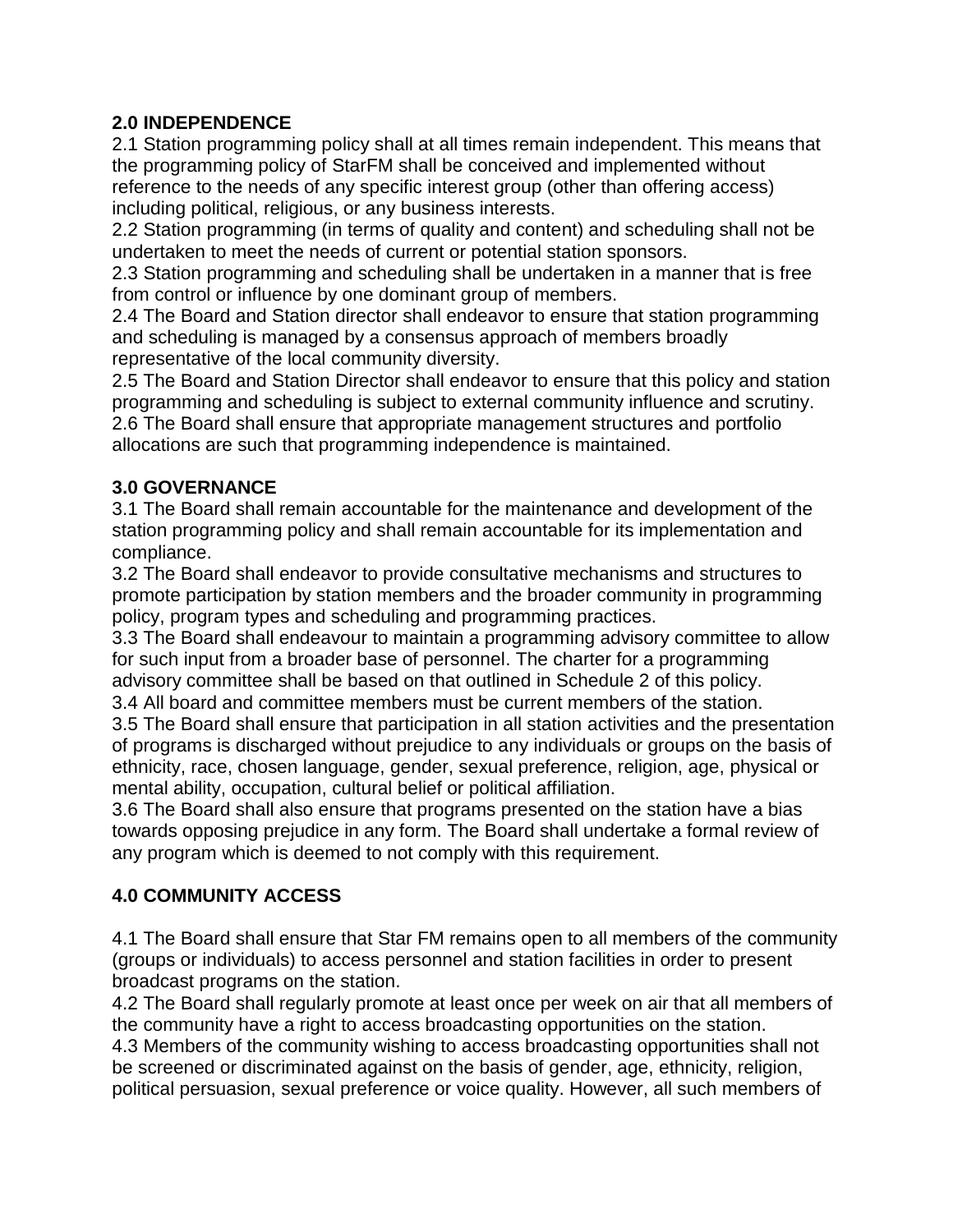## 2.0 INDEPENDENCE

2.1 Station programming policy shall at all times remain independent. This means that the programming policy of StarFM shall be conceived and implemented without reference to the needs of any specific interest group (other than offering access) including political, religious, or any business interests.
2.2 Station programming (in terms of quality and content) and scheduling shall not be undertaken to meet the needs of current or potential station sponsors.
2.3 Station programming and scheduling shall be undertaken in a manner that is free from control or influence by one dominant group of members.
2.4 The Board and Station director shall endeavor to ensure that station programming and scheduling is managed by a consensus approach of members broadly representative of the local community diversity.
2.5 The Board and Station Director shall endeavor to ensure that this policy and station programming and scheduling is subject to external community influence and scrutiny.
2.6 The Board shall ensure that appropriate management structures and portfolio allocations are such that programming independence is maintained.

## 3.0 GOVERNANCE

3.1 The Board shall remain accountable for the maintenance and development of the station programming policy and shall remain accountable for its implementation and compliance.
3.2 The Board shall endeavor to provide consultative mechanisms and structures to promote participation by station members and the broader community in programming policy, program types and scheduling and programming practices.
3.3 The Board shall endeavour to maintain a programming advisory committee to allow for such input from a broader base of personnel. The charter for a programming advisory committee shall be based on that outlined in Schedule 2 of this policy.
3.4 All board and committee members must be current members of the station.
3.5 The Board shall ensure that participation in all station activities and the presentation of programs is discharged without prejudice to any individuals or groups on the basis of ethnicity, race, chosen language, gender, sexual preference, religion, age, physical or mental ability, occupation, cultural belief or political affiliation.
3.6 The Board shall also ensure that programs presented on the station have a bias towards opposing prejudice in any form. The Board shall undertake a formal review of any program which is deemed to not comply with this requirement.

## 4.0 COMMUNITY ACCESS

4.1 The Board shall ensure that Star FM remains open to all members of the community (groups or individuals) to access personnel and station facilities in order to present broadcast programs on the station.
4.2 The Board shall regularly promote at least once per week on air that all members of the community have a right to access broadcasting opportunities on the station.
4.3 Members of the community wishing to access broadcasting opportunities shall not be screened or discriminated against on the basis of gender, age, ethnicity, religion, political persuasion, sexual preference or voice quality. However, all such members of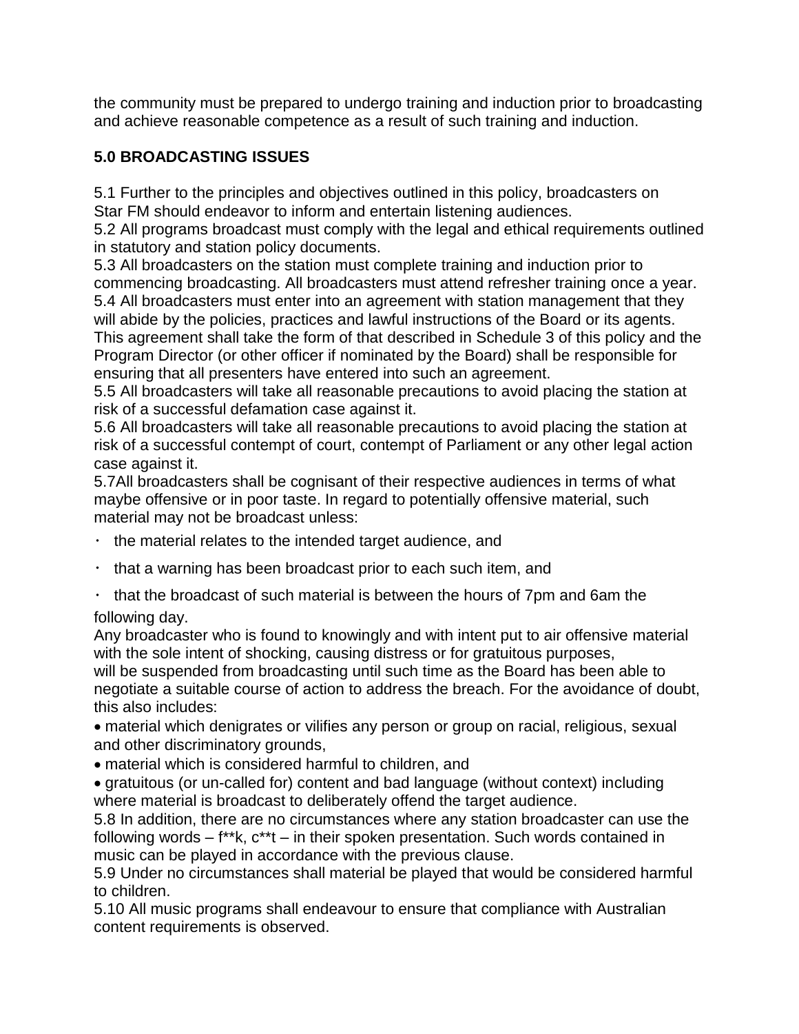the community must be prepared to undergo training and induction prior to broadcasting and achieve reasonable competence as a result of such training and induction.

## 5.0 BROADCASTING ISSUES

5.1 Further to the principles and objectives outlined in this policy, broadcasters on Star FM should endeavor to inform and entertain listening audiences.
5.2 All programs broadcast must comply with the legal and ethical requirements outlined in statutory and station policy documents.
5.3 All broadcasters on the station must complete training and induction prior to commencing broadcasting. All broadcasters must attend refresher training once a year.
5.4 All broadcasters must enter into an agreement with station management that they will abide by the policies, practices and lawful instructions of the Board or its agents. This agreement shall take the form of that described in Schedule 3 of this policy and the Program Director (or other officer if nominated by the Board) shall be responsible for ensuring that all presenters have entered into such an agreement.
5.5 All broadcasters will take all reasonable precautions to avoid placing the station at risk of a successful defamation case against it.
5.6 All broadcasters will take all reasonable precautions to avoid placing the station at risk of a successful contempt of court, contempt of Parliament or any other legal action case against it.
5.7All broadcasters shall be cognisant of their respective audiences in terms of what maybe offensive or in poor taste. In regard to potentially offensive material, such material may not be broadcast unless:

- the material relates to the intended target audience, and
- that a warning has been broadcast prior to each such item, and
- that the broadcast of such material is between the hours of 7pm and 6am the following day.

Any broadcaster who is found to knowingly and with intent put to air offensive material with the sole intent of shocking, causing distress or for gratuitous purposes, will be suspended from broadcasting until such time as the Board has been able to negotiate a suitable course of action to address the breach. For the avoidance of doubt, this also includes:

- material which denigrates or vilifies any person or group on racial, religious, sexual and other discriminatory grounds,
- material which is considered harmful to children, and
- gratuitous (or un-called for) content and bad language (without context) including where material is broadcast to deliberately offend the target audience.

5.8 In addition, there are no circumstances where any station broadcaster can use the following words – f**k, c**t – in their spoken presentation. Such words contained in music can be played in accordance with the previous clause.
5.9 Under no circumstances shall material be played that would be considered harmful to children.
5.10 All music programs shall endeavour to ensure that compliance with Australian content requirements is observed.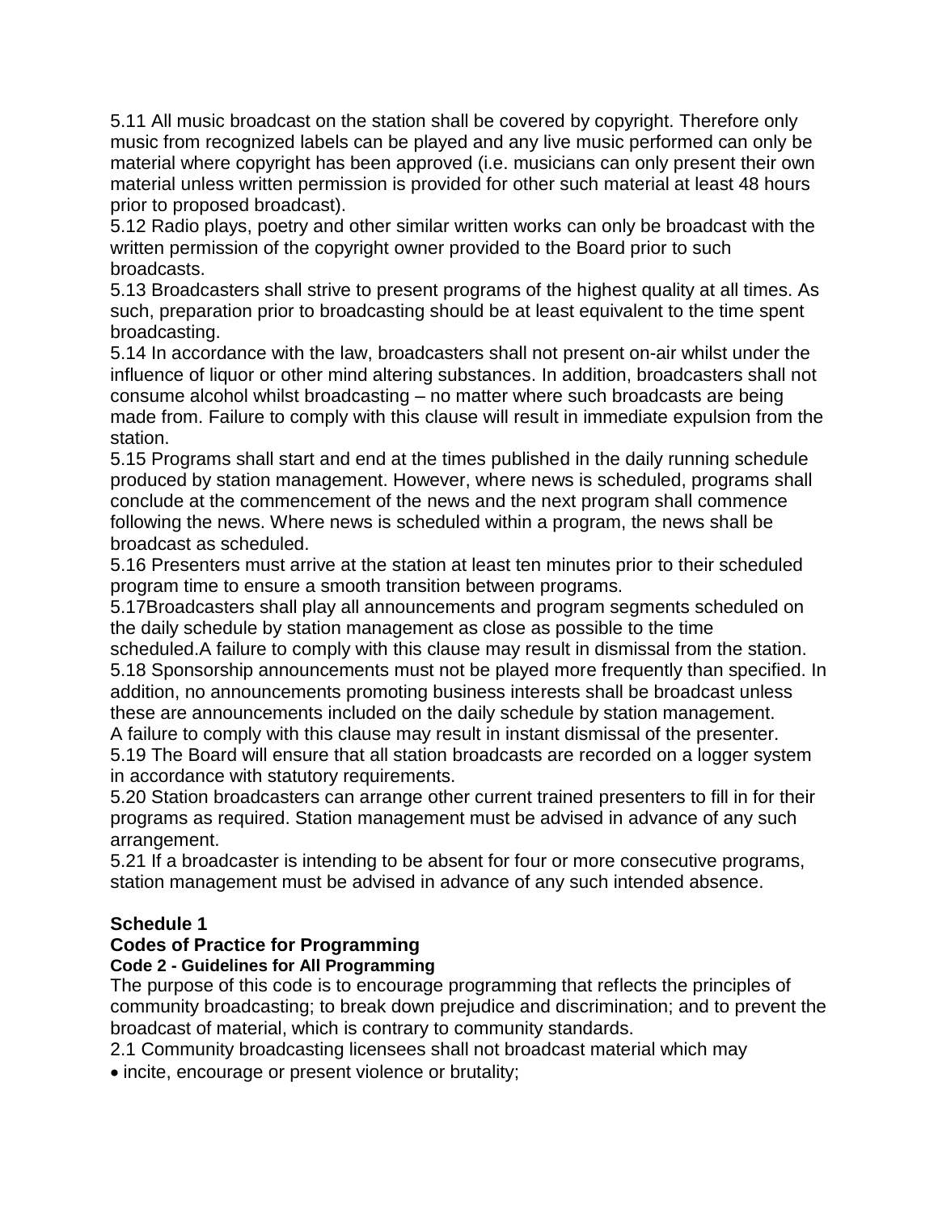5.11 All music broadcast on the station shall be covered by copyright. Therefore only music from recognized labels can be played and any live music performed can only be material where copyright has been approved (i.e. musicians can only present their own material unless written permission is provided for other such material at least 48 hours prior to proposed broadcast).

5.12 Radio plays, poetry and other similar written works can only be broadcast with the written permission of the copyright owner provided to the Board prior to such broadcasts.

5.13 Broadcasters shall strive to present programs of the highest quality at all times. As such, preparation prior to broadcasting should be at least equivalent to the time spent broadcasting.

5.14 In accordance with the law, broadcasters shall not present on-air whilst under the influence of liquor or other mind altering substances. In addition, broadcasters shall not consume alcohol whilst broadcasting – no matter where such broadcasts are being made from. Failure to comply with this clause will result in immediate expulsion from the station.

5.15 Programs shall start and end at the times published in the daily running schedule produced by station management. However, where news is scheduled, programs shall conclude at the commencement of the news and the next program shall commence following the news. Where news is scheduled within a program, the news shall be broadcast as scheduled.

5.16 Presenters must arrive at the station at least ten minutes prior to their scheduled program time to ensure a smooth transition between programs.

5.17Broadcasters shall play all announcements and program segments scheduled on the daily schedule by station management as close as possible to the time scheduled.A failure to comply with this clause may result in dismissal from the station.

5.18 Sponsorship announcements must not be played more frequently than specified. In addition, no announcements promoting business interests shall be broadcast unless these are announcements included on the daily schedule by station management. A failure to comply with this clause may result in instant dismissal of the presenter.

5.19 The Board will ensure that all station broadcasts are recorded on a logger system in accordance with statutory requirements.

5.20 Station broadcasters can arrange other current trained presenters to fill in for their programs as required. Station management must be advised in advance of any such arrangement.

5.21 If a broadcaster is intending to be absent for four or more consecutive programs, station management must be advised in advance of any such intended absence.

## Schedule 1

## Codes of Practice for Programming

### Code 2 - Guidelines for All Programming

The purpose of this code is to encourage programming that reflects the principles of community broadcasting; to break down prejudice and discrimination; and to prevent the broadcast of material, which is contrary to community standards.

2.1 Community broadcasting licensees shall not broadcast material which may

- incite, encourage or present violence or brutality;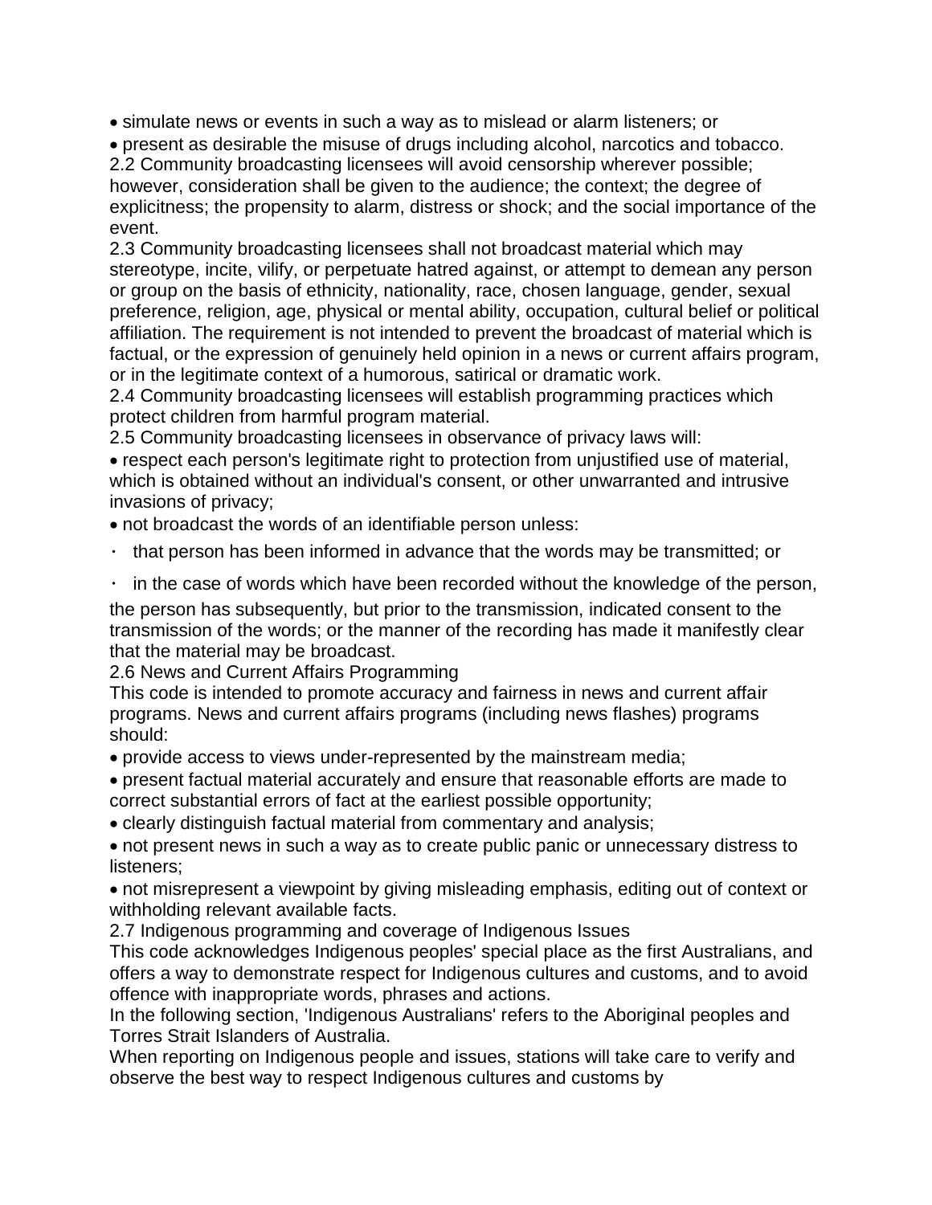- simulate news or events in such a way as to mislead or alarm listeners; or
- present as desirable the misuse of drugs including alcohol, narcotics and tobacco.

2.2 Community broadcasting licensees will avoid censorship wherever possible; however, consideration shall be given to the audience; the context; the degree of explicitness; the propensity to alarm, distress or shock; and the social importance of the event.

2.3 Community broadcasting licensees shall not broadcast material which may stereotype, incite, vilify, or perpetuate hatred against, or attempt to demean any person or group on the basis of ethnicity, nationality, race, chosen language, gender, sexual preference, religion, age, physical or mental ability, occupation, cultural belief or political affiliation. The requirement is not intended to prevent the broadcast of material which is factual, or the expression of genuinely held opinion in a news or current affairs program, or in the legitimate context of a humorous, satirical or dramatic work.

2.4 Community broadcasting licensees will establish programming practices which protect children from harmful program material.

2.5 Community broadcasting licensees in observance of privacy laws will:

- respect each person's legitimate right to protection from unjustified use of material, which is obtained without an individual's consent, or other unwarranted and intrusive invasions of privacy;
- not broadcast the words of an identifiable person unless:
  - that person has been informed in advance that the words may be transmitted; or
  - in the case of words which have been recorded without the knowledge of the person, the person has subsequently, but prior to the transmission, indicated consent to the transmission of the words; or the manner of the recording has made it manifestly clear that the material may be broadcast.

2.6 News and Current Affairs Programming

This code is intended to promote accuracy and fairness in news and current affair programs. News and current affairs programs (including news flashes) programs should:

- provide access to views under-represented by the mainstream media;
- present factual material accurately and ensure that reasonable efforts are made to correct substantial errors of fact at the earliest possible opportunity;
- clearly distinguish factual material from commentary and analysis;
- not present news in such a way as to create public panic or unnecessary distress to listeners;
- not misrepresent a viewpoint by giving misleading emphasis, editing out of context or withholding relevant available facts.

2.7 Indigenous programming and coverage of Indigenous Issues

This code acknowledges Indigenous peoples' special place as the first Australians, and offers a way to demonstrate respect for Indigenous cultures and customs, and to avoid offence with inappropriate words, phrases and actions.

In the following section, 'Indigenous Australians' refers to the Aboriginal peoples and Torres Strait Islanders of Australia.

When reporting on Indigenous people and issues, stations will take care to verify and observe the best way to respect Indigenous cultures and customs by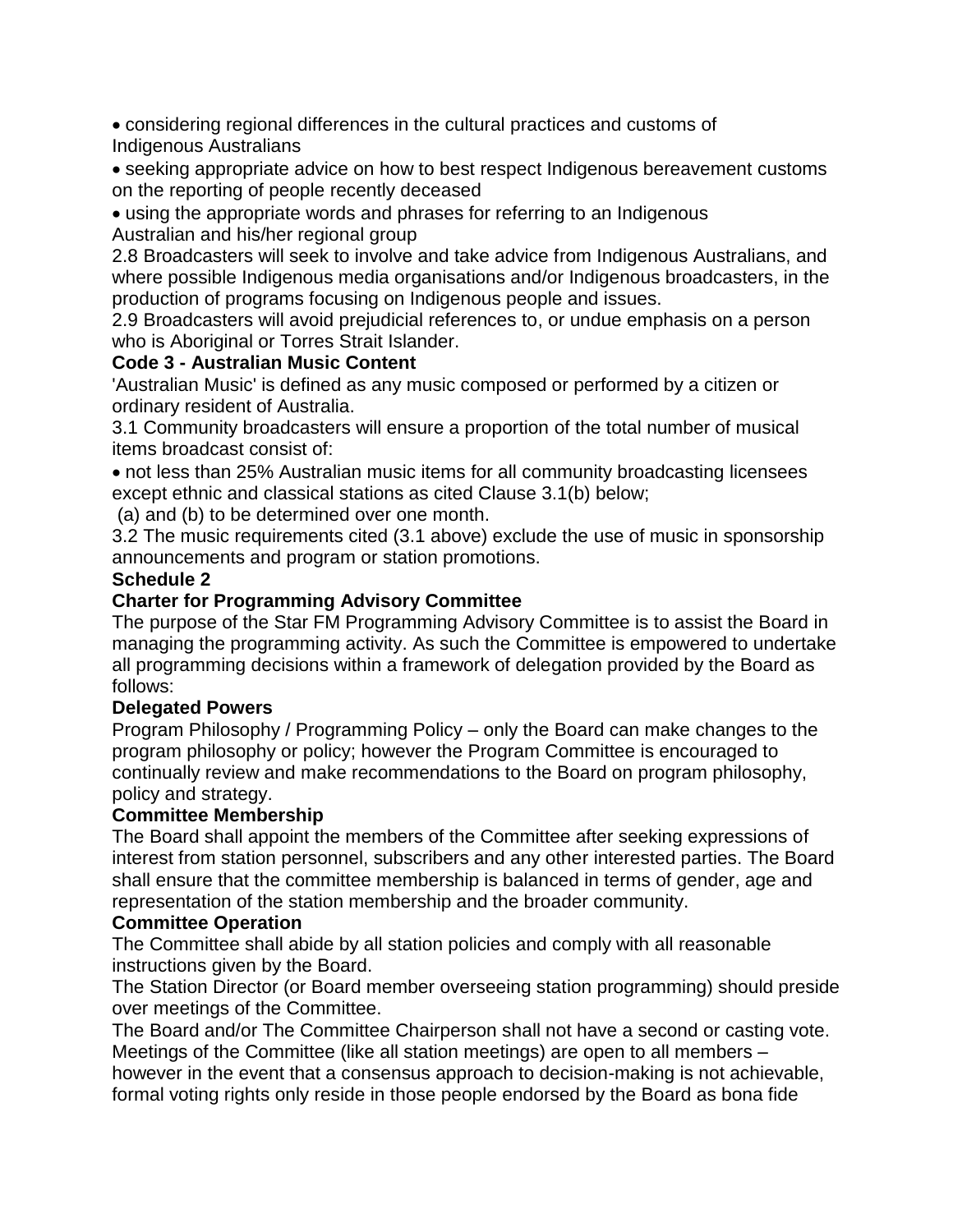- considering regional differences in the cultural practices and customs of Indigenous Australians
- seeking appropriate advice on how to best respect Indigenous bereavement customs on the reporting of people recently deceased
- using the appropriate words and phrases for referring to an Indigenous Australian and his/her regional group

2.8 Broadcasters will seek to involve and take advice from Indigenous Australians, and where possible Indigenous media organisations and/or Indigenous broadcasters, in the production of programs focusing on Indigenous people and issues.

2.9 Broadcasters will avoid prejudicial references to, or undue emphasis on a person who is Aboriginal or Torres Strait Islander.

**Code 3 - Australian Music Content**

'Australian Music' is defined as any music composed or performed by a citizen or ordinary resident of Australia.

3.1 Community broadcasters will ensure a proportion of the total number of musical items broadcast consist of:

- not less than 25% Australian music items for all community broadcasting licensees except ethnic and classical stations as cited Clause 3.1(b) below;

(a) and (b) to be determined over one month.

3.2 The music requirements cited (3.1 above) exclude the use of music in sponsorship announcements and program or station promotions.

**Schedule 2**

**Charter for Programming Advisory Committee**

The purpose of the Star FM Programming Advisory Committee is to assist the Board in managing the programming activity. As such the Committee is empowered to undertake all programming decisions within a framework of delegation provided by the Board as follows:

**Delegated Powers**

Program Philosophy / Programming Policy – only the Board can make changes to the program philosophy or policy; however the Program Committee is encouraged to continually review and make recommendations to the Board on program philosophy, policy and strategy.

**Committee Membership**

The Board shall appoint the members of the Committee after seeking expressions of interest from station personnel, subscribers and any other interested parties. The Board shall ensure that the committee membership is balanced in terms of gender, age and representation of the station membership and the broader community.

**Committee Operation**

The Committee shall abide by all station policies and comply with all reasonable instructions given by the Board.

The Station Director (or Board member overseeing station programming) should preside over meetings of the Committee.

The Board and/or The Committee Chairperson shall not have a second or casting vote.

Meetings of the Committee (like all station meetings) are open to all members – however in the event that a consensus approach to decision-making is not achievable, formal voting rights only reside in those people endorsed by the Board as bona fide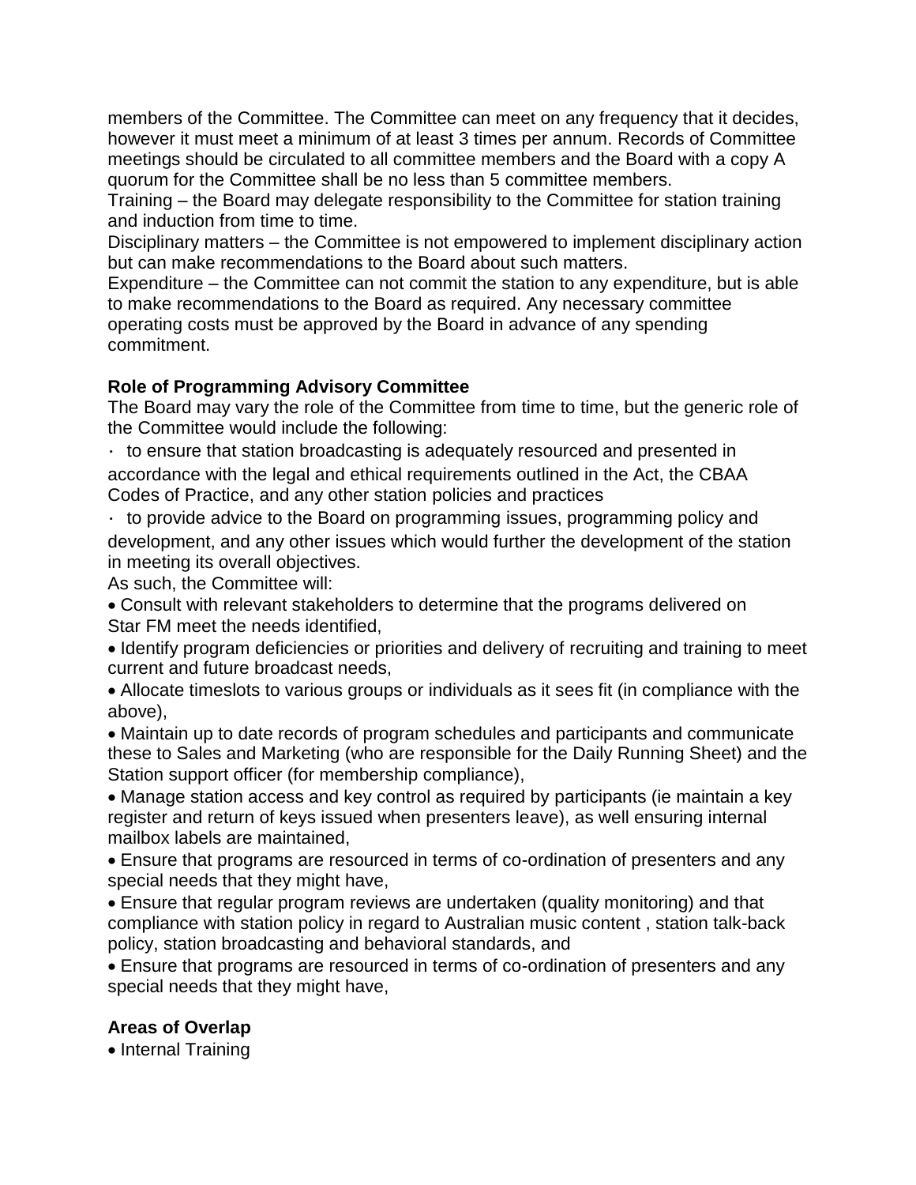members of the Committee. The Committee can meet on any frequency that it decides, however it must meet a minimum of at least 3 times per annum. Records of Committee meetings should be circulated to all committee members and the Board with a copy A quorum for the Committee shall be no less than 5 committee members.

Training – the Board may delegate responsibility to the Committee for station training and induction from time to time.

Disciplinary matters – the Committee is not empowered to implement disciplinary action but can make recommendations to the Board about such matters.

Expenditure – the Committee can not commit the station to any expenditure, but is able to make recommendations to the Board as required. Any necessary committee operating costs must be approved by the Board in advance of any spending commitment.

**Role of Programming Advisory Committee**

The Board may vary the role of the Committee from time to time, but the generic role of the Committee would include the following:

- to ensure that station broadcasting is adequately resourced and presented in accordance with the legal and ethical requirements outlined in the Act, the CBAA Codes of Practice, and any other station policies and practices
- to provide advice to the Board on programming issues, programming policy and development, and any other issues which would further the development of the station in meeting its overall objectives.

As such, the Committee will:

- Consult with relevant stakeholders to determine that the programs delivered on Star FM meet the needs identified,
- Identify program deficiencies or priorities and delivery of recruiting and training to meet current and future broadcast needs,
- Allocate timeslots to various groups or individuals as it sees fit (in compliance with the above),
- Maintain up to date records of program schedules and participants and communicate these to Sales and Marketing (who are responsible for the Daily Running Sheet) and the Station support officer (for membership compliance),
- Manage station access and key control as required by participants (ie maintain a key register and return of keys issued when presenters leave), as well ensuring internal mailbox labels are maintained,
- Ensure that programs are resourced in terms of co-ordination of presenters and any special needs that they might have,
- Ensure that regular program reviews are undertaken (quality monitoring) and that compliance with station policy in regard to Australian music content , station talk-back policy, station broadcasting and behavioral standards, and
- Ensure that programs are resourced in terms of co-ordination of presenters and any special needs that they might have,

**Areas of Overlap**

- Internal Training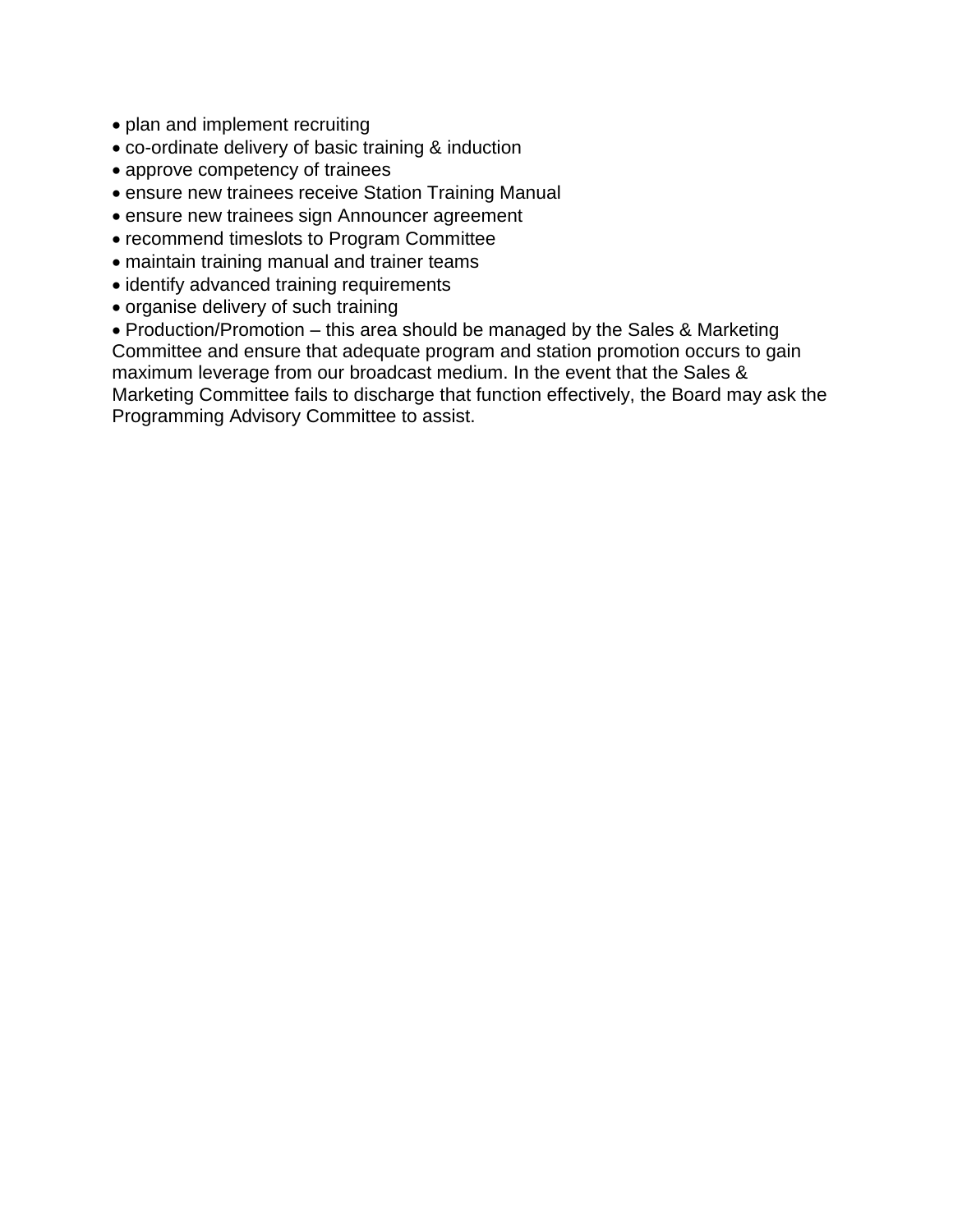- plan and implement recruiting
- co-ordinate delivery of basic training & induction
- approve competency of trainees
- ensure new trainees receive Station Training Manual
- ensure new trainees sign Announcer agreement
- recommend timeslots to Program Committee
- maintain training manual and trainer teams
- identify advanced training requirements
- organise delivery of such training
- Production/Promotion – this area should be managed by the Sales & Marketing Committee and ensure that adequate program and station promotion occurs to gain maximum leverage from our broadcast medium. In the event that the Sales & Marketing Committee fails to discharge that function effectively, the Board may ask the Programming Advisory Committee to assist.